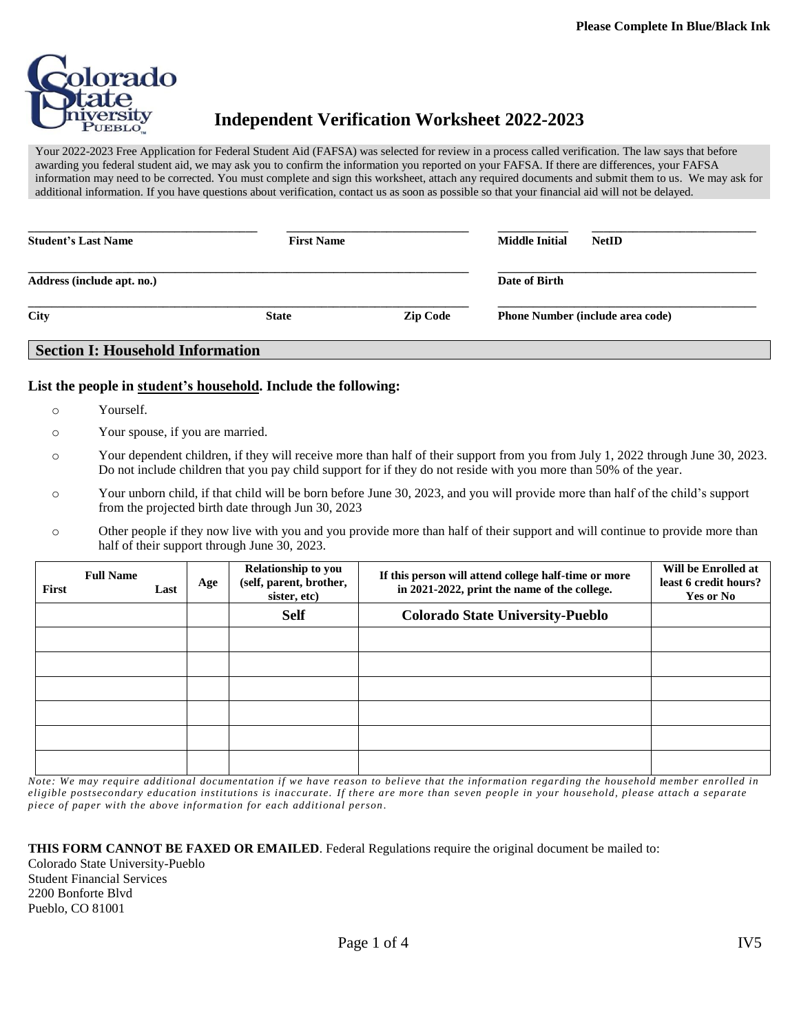Please Complete In Blue/Black Ink

# Independent Verification Worksheet 2022-2023

Your 2022-2023 Free Application for Federal Student Aid (FAFSA) was selected for review in a process called verification. The law says that before awarding you federal student aid, we may ask you to confirm the information you reported on your FAFSA. If there are differences, your FAFSA information may need to be corrected. You must complete and sign this worksheet, attach any required documents and submit them to us. We may ask for additional information. If you have questions about verification, contact us as soon as possible so that your financial aid will not be delayed.

**Student's Last Name** \_\_\_\_\_\_\_\_\_\_ **First Name** \_\_\_\_\_\_\_\_\_\_ **Middle Initial** \_\_\_\_\_ **NetID** \_\_\_\_\_\_\_\_\_\_

**Address (include apt. no.)** \_\_\_\_\_\_\_\_\_\_ **Date of Birth** \_\_\_\_\_\_\_\_\_\_

**City** \_\_\_\_\_\_\_\_\_\_ **State** \_\_\_\_\_ **Zip Code** \_\_\_\_\_ **Phone Number (include area code)** \_\_\_\_\_\_\_\_\_\_

## Section I: Household Information

**List the people in student's household. Include the following:**

- Yourself.
- Your spouse, if you are married.
- Your dependent children, if they will receive more than half of their support from you from July 1, 2022 through June 30, 2023. Do not include children that you pay child support for if they do not reside with you more than 50% of the year.
- Your unborn child, if that child will be born before June 30, 2023, and you will provide more than half of the child's support from the projected birth date through Jun 30, 2023
- Other people if they now live with you and you provide more than half of their support and will continue to provide more than half of their support through June 30, 2023.

| Full Name (First / Last) | Age | Relationship to you (self, parent, brother, sister, etc) | If this person will attend college half-time or more in 2021-2022, print the name of the college. | Will be Enrolled at least 6 credit hours? Yes or No |
|---|---|---|---|---|
| | | **Self** | **Colorado State University-Pueblo** | |
| | | | | |
| | | | | |
| | | | | |
| | | | | |
| | | | | |
| | | | | |

*Note: We may require additional documentation if we have reason to believe that the information regarding the household member enrolled in eligible postsecondary education institutions is inaccurate. If there are more than seven people in your household, please attach a separate piece of paper with the above information for each additional person.*

**THIS FORM CANNOT BE FAXED OR EMAILED**. Federal Regulations require the original document be mailed to:
Colorado State University-Pueblo
Student Financial Services
2200 Bonforte Blvd
Pueblo, CO 81001

IV5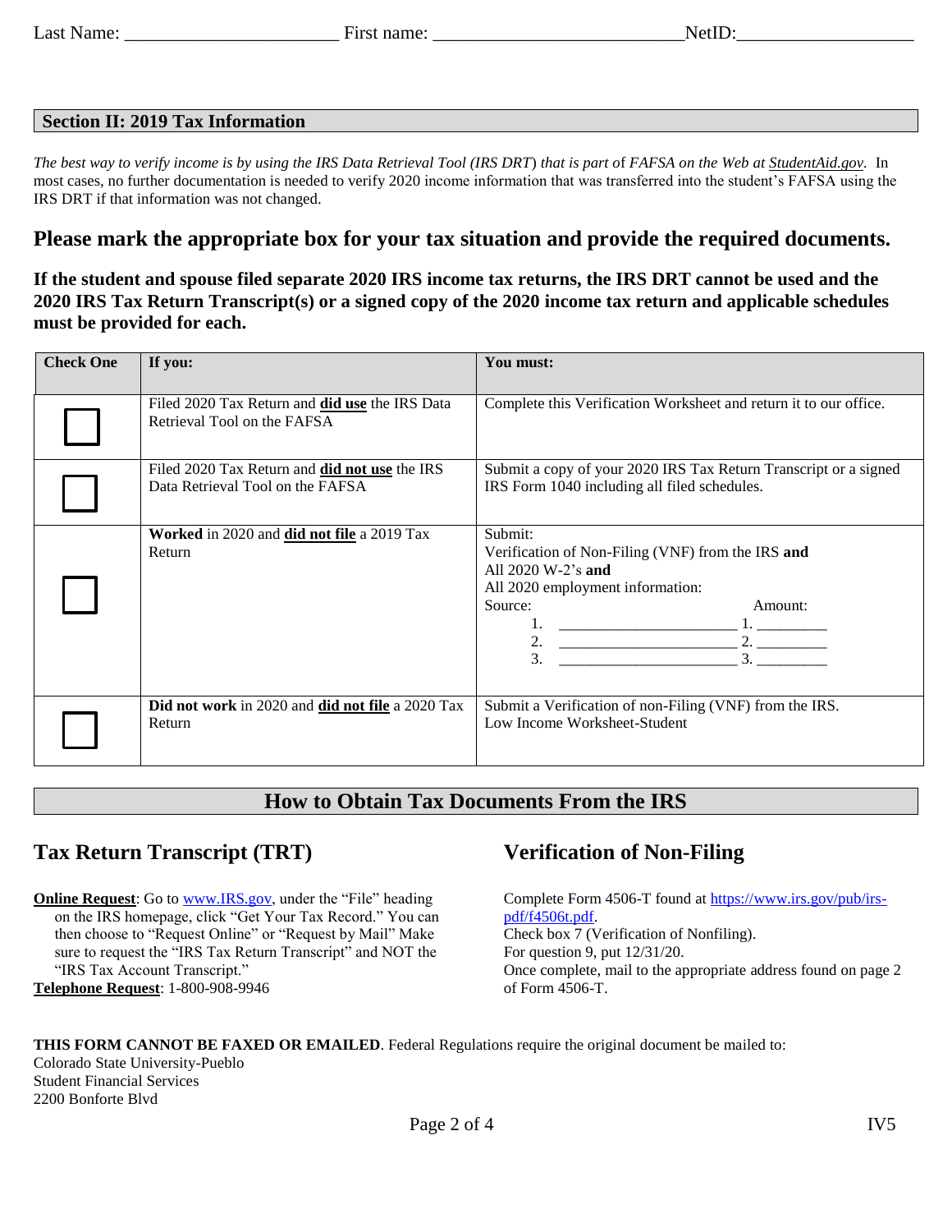Last Name: ______________________ First name: __________________________NetID:__________________

## Section II: 2019 Tax Information

*The best way to verify income is by using the IRS Data Retrieval Tool (IRS DRT) that is part of FAFSA on the Web at StudentAid.gov.* In most cases, no further documentation is needed to verify 2020 income information that was transferred into the student's FAFSA using the IRS DRT if that information was not changed.

## Please mark the appropriate box for your tax situation and provide the required documents.

**If the student and spouse filed separate 2020 IRS income tax returns, the IRS DRT cannot be used and the 2020 IRS Tax Return Transcript(s) or a signed copy of the 2020 income tax return and applicable schedules must be provided for each.**

| Check One | If you: | You must: |
|---|---|---|
| ☐ | Filed 2020 Tax Return and **did use** the IRS Data Retrieval Tool on the FAFSA | Complete this Verification Worksheet and return it to our office. |
| ☐ | Filed 2020 Tax Return and **did not use** the IRS Data Retrieval Tool on the FAFSA | Submit a copy of your 2020 IRS Tax Return Transcript or a signed IRS Form 1040 including all filed schedules. |
| ☐ | **Worked** in 2020 and **did not file** a 2019 Tax Return | Submit:<br>Verification of Non-Filing (VNF) from the IRS **and**<br>All 2020 W-2's **and**<br>All 2020 employment information:<br>Source: Amount:<br>1. ______________________ 1. _________<br>2. ______________________ 2. _________<br>3. ______________________ 3. _________ |
| ☐ | **Did not work** in 2020 and **did not file** a 2020 Tax Return | Submit a Verification of non-Filing (VNF) from the IRS.<br>Low Income Worksheet-Student |

## How to Obtain Tax Documents From the IRS

### Tax Return Transcript (TRT)

**Online Request**: Go to www.IRS.gov, under the "File" heading on the IRS homepage, click "Get Your Tax Record." You can then choose to "Request Online" or "Request by Mail" Make sure to request the "IRS Tax Return Transcript" and NOT the "IRS Tax Account Transcript."

**Telephone Request**: 1-800-908-9946

### Verification of Non-Filing

Complete Form 4506-T found at https://www.irs.gov/pub/irs-pdf/f4506t.pdf.
Check box 7 (Verification of Nonfiling).
For question 9, put 12/31/20.
Once complete, mail to the appropriate address found on page 2 of Form 4506-T.

**THIS FORM CANNOT BE FAXED OR EMAILED**. Federal Regulations require the original document be mailed to:
Colorado State University-Pueblo
Student Financial Services
2200 Bonforte Blvd

IV5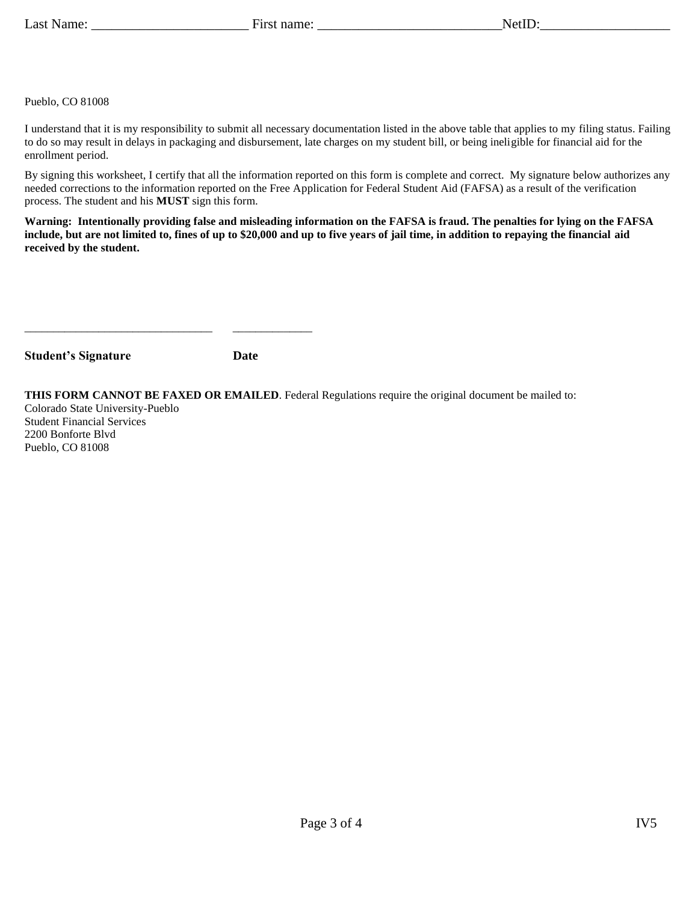Last Name: _______________________ First name: ___________________________NetID:___________________

Pueblo, CO 81008

I understand that it is my responsibility to submit all necessary documentation listed in the above table that applies to my filing status. Failing to do so may result in delays in packaging and disbursement, late charges on my student bill, or being ineligible for financial aid for the enrollment period.

By signing this worksheet, I certify that all the information reported on this form is complete and correct. My signature below authorizes any needed corrections to the information reported on the Free Application for Federal Student Aid (FAFSA) as a result of the verification process. The student and his **MUST** sign this form.

**Warning: Intentionally providing false and misleading information on the FAFSA is fraud. The penalties for lying on the FAFSA include, but are not limited to, fines of up to $20,000 and up to five years of jail time, in addition to repaying the financial aid received by the student.**

_______________________________ _____________

**Student's Signature** **Date**

**THIS FORM CANNOT BE FAXED OR EMAILED**. Federal Regulations require the original document be mailed to:
Colorado State University-Pueblo
Student Financial Services
2200 Bonforte Blvd
Pueblo, CO 81008

IV5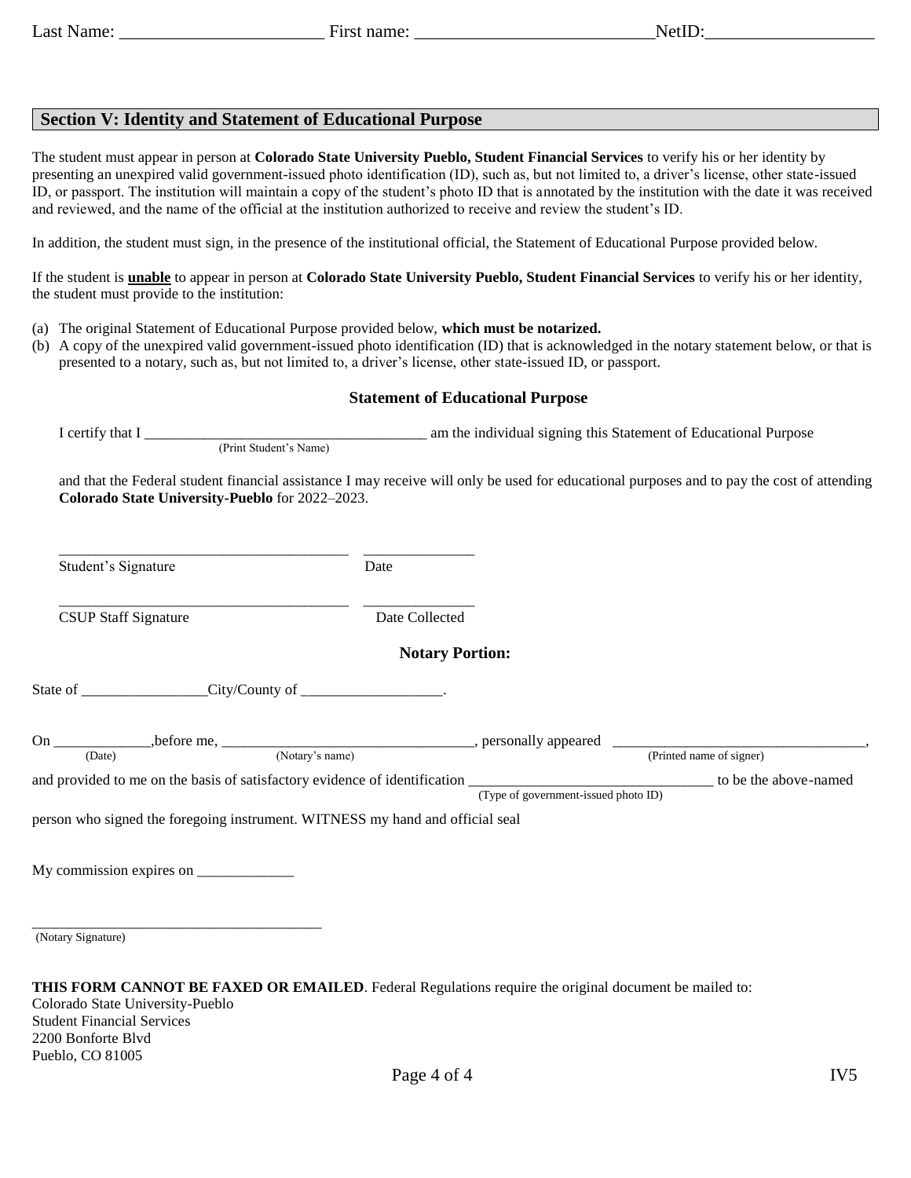Last Name: _______________________ First name: ___________________________NetID:___________________

## Section V: Identity and Statement of Educational Purpose

The student must appear in person at **Colorado State University Pueblo, Student Financial Services** to verify his or her identity by presenting an unexpired valid government-issued photo identification (ID), such as, but not limited to, a driver's license, other state-issued ID, or passport. The institution will maintain a copy of the student's photo ID that is annotated by the institution with the date it was received and reviewed, and the name of the official at the institution authorized to receive and review the student's ID.

In addition, the student must sign, in the presence of the institutional official, the Statement of Educational Purpose provided below.

If the student is **unable** to appear in person at **Colorado State University Pueblo, Student Financial Services** to verify his or her identity, the student must provide to the institution:

(a) The original Statement of Educational Purpose provided below, **which must be notarized.**
(b) A copy of the unexpired valid government-issued photo identification (ID) that is acknowledged in the notary statement below, or that is presented to a notary, such as, but not limited to, a driver's license, other state-issued ID, or passport.

### Statement of Educational Purpose

I certify that I ______________________________________ am the individual signing this Statement of Educational Purpose
(Print Student's Name)

and that the Federal student financial assistance I may receive will only be used for educational purposes and to pay the cost of attending **Colorado State University-Pueblo** for 2022–2023.

______________________________________ ______________
Student's Signature Date

______________________________________ ______________
CSUP Staff Signature Date Collected

### Notary Portion:

State of _________________City/County of ___________________.

On _____________,before me, __________________________________, personally appeared __________________________________,
(Date) (Notary's name) (Printed name of signer)

and provided to me on the basis of satisfactory evidence of identification _________________________________ to be the above-named
(Type of government-issued photo ID)

person who signed the foregoing instrument. WITNESS my hand and official seal

My commission expires on _____________

_______________________________________
(Notary Signature)

**THIS FORM CANNOT BE FAXED OR EMAILED**. Federal Regulations require the original document be mailed to:
Colorado State University-Pueblo
Student Financial Services
2200 Bonforte Blvd
Pueblo, CO 81005

IV5